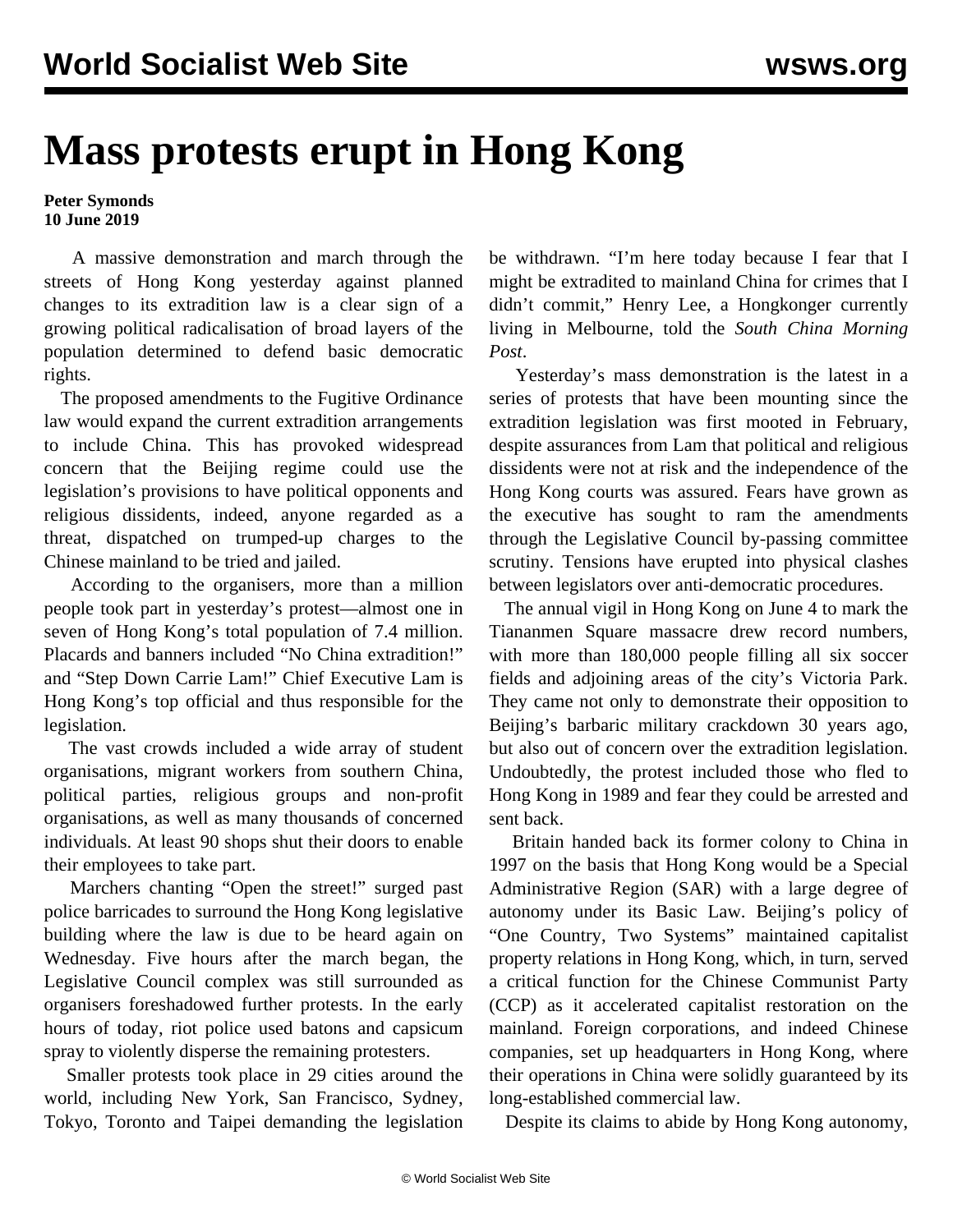# Mass protests erupt in Hong Kong

**Peter Symonds**
**10 June 2019**

A massive demonstration and march through the streets of Hong Kong yesterday against planned changes to its extradition law is a clear sign of a growing political radicalisation of broad layers of the population determined to defend basic democratic rights.

The proposed amendments to the Fugitive Ordinance law would expand the current extradition arrangements to include China. This has provoked widespread concern that the Beijing regime could use the legislation's provisions to have political opponents and religious dissidents, indeed, anyone regarded as a threat, dispatched on trumped-up charges to the Chinese mainland to be tried and jailed.

According to the organisers, more than a million people took part in yesterday's protest—almost one in seven of Hong Kong's total population of 7.4 million. Placards and banners included "No China extradition!" and "Step Down Carrie Lam!" Chief Executive Lam is Hong Kong's top official and thus responsible for the legislation.

The vast crowds included a wide array of student organisations, migrant workers from southern China, political parties, religious groups and non-profit organisations, as well as many thousands of concerned individuals. At least 90 shops shut their doors to enable their employees to take part.

Marchers chanting "Open the street!" surged past police barricades to surround the Hong Kong legislative building where the law is due to be heard again on Wednesday. Five hours after the march began, the Legislative Council complex was still surrounded as organisers foreshadowed further protests. In the early hours of today, riot police used batons and capsicum spray to violently disperse the remaining protesters.

Smaller protests took place in 29 cities around the world, including New York, San Francisco, Sydney, Tokyo, Toronto and Taipei demanding the legislation be withdrawn. "I'm here today because I fear that I might be extradited to mainland China for crimes that I didn't commit," Henry Lee, a Hongkonger currently living in Melbourne, told the *South China Morning Post*.

Yesterday's mass demonstration is the latest in a series of protests that have been mounting since the extradition legislation was first mooted in February, despite assurances from Lam that political and religious dissidents were not at risk and the independence of the Hong Kong courts was assured. Fears have grown as the executive has sought to ram the amendments through the Legislative Council by-passing committee scrutiny. Tensions have erupted into physical clashes between legislators over anti-democratic procedures.

The annual vigil in Hong Kong on June 4 to mark the Tiananmen Square massacre drew record numbers, with more than 180,000 people filling all six soccer fields and adjoining areas of the city's Victoria Park. They came not only to demonstrate their opposition to Beijing's barbaric military crackdown 30 years ago, but also out of concern over the extradition legislation. Undoubtedly, the protest included those who fled to Hong Kong in 1989 and fear they could be arrested and sent back.

Britain handed back its former colony to China in 1997 on the basis that Hong Kong would be a Special Administrative Region (SAR) with a large degree of autonomy under its Basic Law. Beijing's policy of "One Country, Two Systems" maintained capitalist property relations in Hong Kong, which, in turn, served a critical function for the Chinese Communist Party (CCP) as it accelerated capitalist restoration on the mainland. Foreign corporations, and indeed Chinese companies, set up headquarters in Hong Kong, where their operations in China were solidly guaranteed by its long-established commercial law.

Despite its claims to abide by Hong Kong autonomy,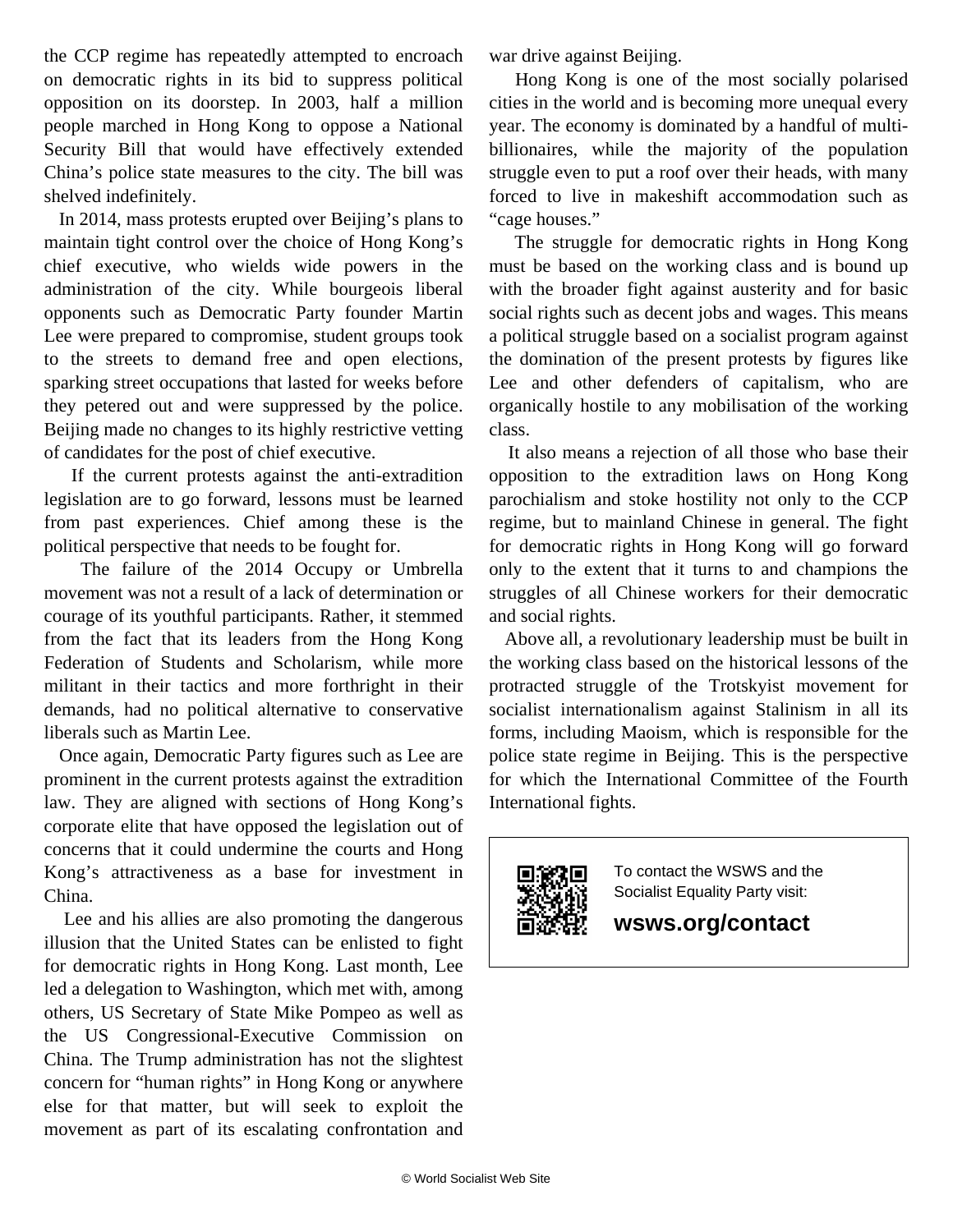the CCP regime has repeatedly attempted to encroach on democratic rights in its bid to suppress political opposition on its doorstep. In 2003, half a million people marched in Hong Kong to oppose a National Security Bill that would have effectively extended China's police state measures to the city. The bill was shelved indefinitely.

In 2014, mass protests erupted over Beijing's plans to maintain tight control over the choice of Hong Kong's chief executive, who wields wide powers in the administration of the city. While bourgeois liberal opponents such as Democratic Party founder Martin Lee were prepared to compromise, student groups took to the streets to demand free and open elections, sparking street occupations that lasted for weeks before they petered out and were suppressed by the police. Beijing made no changes to its highly restrictive vetting of candidates for the post of chief executive.

If the current protests against the anti-extradition legislation are to go forward, lessons must be learned from past experiences. Chief among these is the political perspective that needs to be fought for.

The failure of the 2014 Occupy or Umbrella movement was not a result of a lack of determination or courage of its youthful participants. Rather, it stemmed from the fact that its leaders from the Hong Kong Federation of Students and Scholarism, while more militant in their tactics and more forthright in their demands, had no political alternative to conservative liberals such as Martin Lee.

Once again, Democratic Party figures such as Lee are prominent in the current protests against the extradition law. They are aligned with sections of Hong Kong's corporate elite that have opposed the legislation out of concerns that it could undermine the courts and Hong Kong's attractiveness as a base for investment in China.

Lee and his allies are also promoting the dangerous illusion that the United States can be enlisted to fight for democratic rights in Hong Kong. Last month, Lee led a delegation to Washington, which met with, among others, US Secretary of State Mike Pompeo as well as the US Congressional-Executive Commission on China. The Trump administration has not the slightest concern for "human rights" in Hong Kong or anywhere else for that matter, but will seek to exploit the movement as part of its escalating confrontation and war drive against Beijing.

Hong Kong is one of the most socially polarised cities in the world and is becoming more unequal every year. The economy is dominated by a handful of multi-billionaires, while the majority of the population struggle even to put a roof over their heads, with many forced to live in makeshift accommodation such as "cage houses."

The struggle for democratic rights in Hong Kong must be based on the working class and is bound up with the broader fight against austerity and for basic social rights such as decent jobs and wages. This means a political struggle based on a socialist program against the domination of the present protests by figures like Lee and other defenders of capitalism, who are organically hostile to any mobilisation of the working class.

It also means a rejection of all those who base their opposition to the extradition laws on Hong Kong parochialism and stoke hostility not only to the CCP regime, but to mainland Chinese in general. The fight for democratic rights in Hong Kong will go forward only to the extent that it turns to and champions the struggles of all Chinese workers for their democratic and social rights.

Above all, a revolutionary leadership must be built in the working class based on the historical lessons of the protracted struggle of the Trotskyist movement for socialist internationalism against Stalinism in all its forms, including Maoism, which is responsible for the police state regime in Beijing. This is the perspective for which the International Committee of the Fourth International fights.

To contact the WSWS and the Socialist Equality Party visit:

**wsws.org/contact**